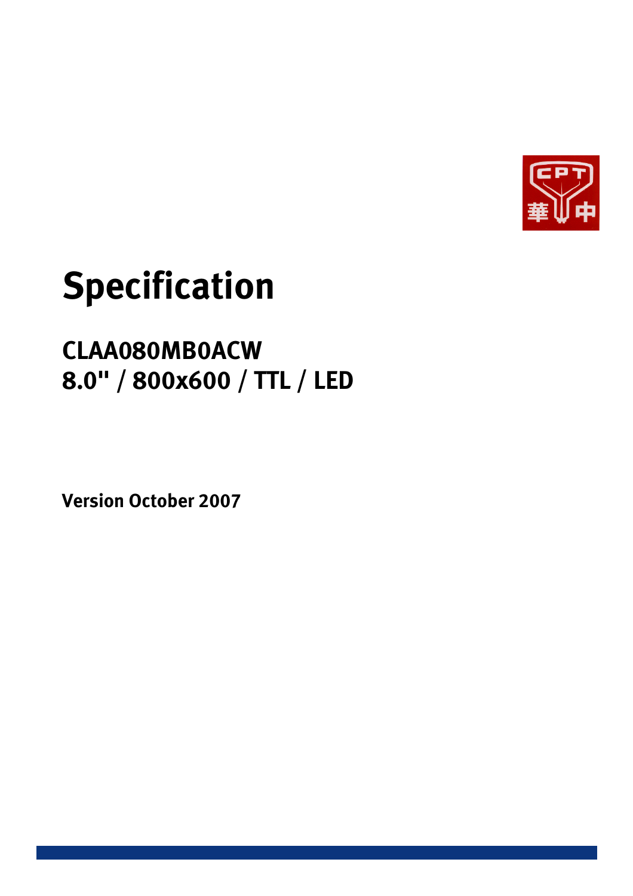# Specification

## CLAA080MB0ACW
## 8.0" / 800x600 / TTL / LED

**Version October 2007**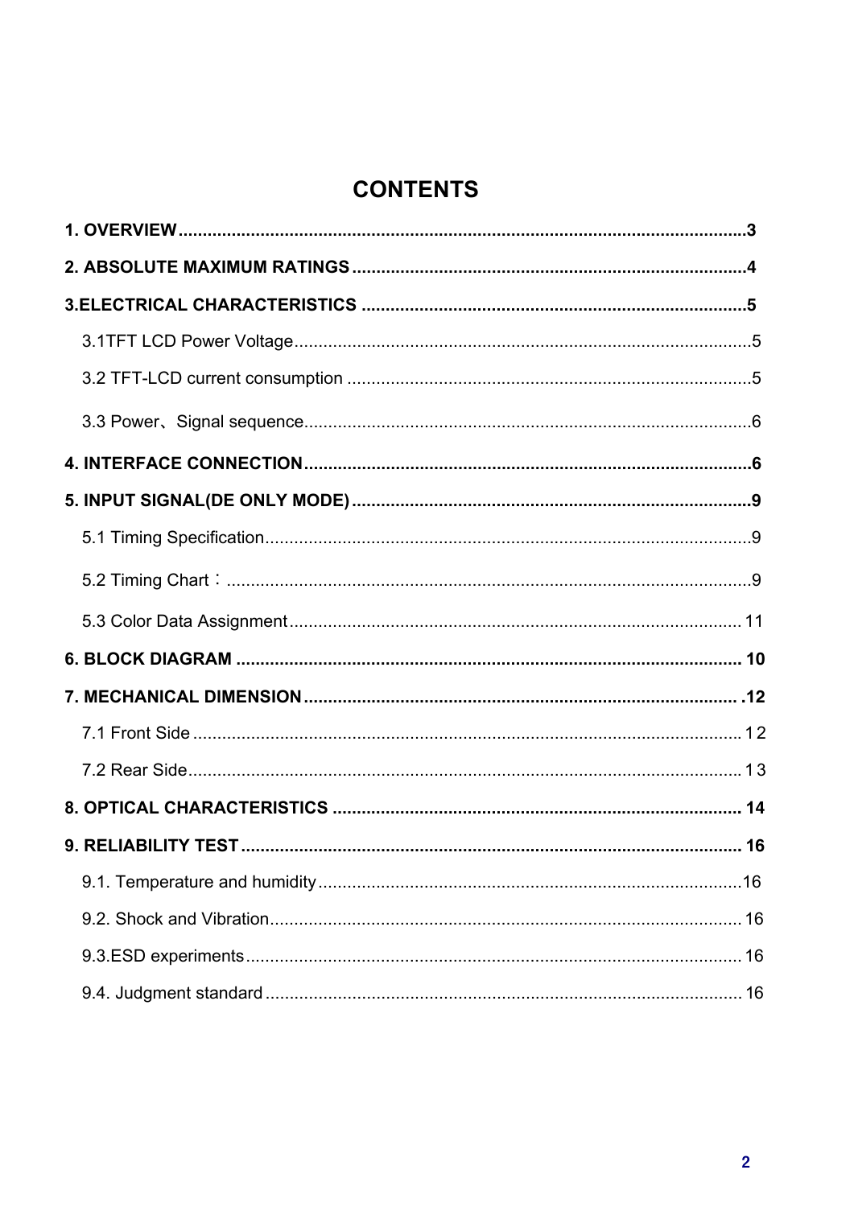# CONTENTS

**1. OVERVIEW......................................................................................................................3**

**2. ABSOLUTE MAXIMUM RATINGS.................................................................................4**

**3.ELECTRICAL CHARACTERISTICS ...............................................................................5**

3.1TFT LCD Power Voltage..............................................................................................5

3.2 TFT-LCD current consumption ...................................................................................5

3.3 Power、Signal sequence............................................................................................6

**4. INTERFACE CONNECTION............................................................................................6**

**5. INPUT SIGNAL(DE ONLY MODE)..................................................................................9**

5.1 Timing Specification....................................................................................................9

5.2 Timing Chart：............................................................................................................9

5.3 Color Data Assignment............................................................................................. 11

**6. BLOCK DIAGRAM ........................................................................................................ 10**

**7. MECHANICAL DIMENSION......................................................................................... .12**

7.1 Front Side ................................................................................................................12

7.2 Rear Side..................................................................................................................13

**8. OPTICAL CHARACTERISTICS .................................................................................... 14**

**9. RELIABILITY TEST....................................................................................................... 16**

9.1. Temperature and humidity.......................................................................................16

9.2. Shock and Vibration................................................................................................. 16

9.3.ESD experiments...................................................................................................... 16

9.4. Judgment standard .................................................................................................. 16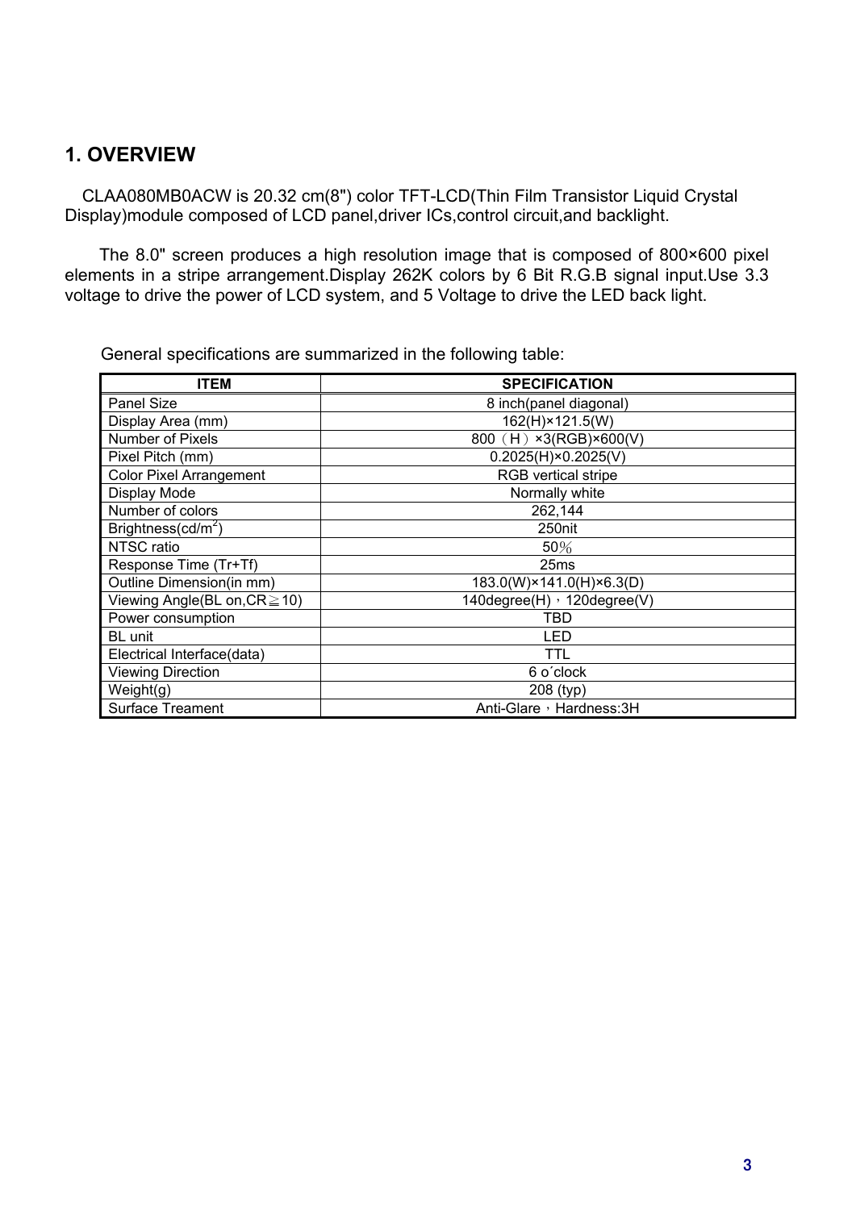# 1. OVERVIEW

CLAA080MB0ACW is 20.32 cm(8") color TFT-LCD(Thin Film Transistor Liquid Crystal Display)module composed of LCD panel,driver ICs,control circuit,and backlight.

The 8.0" screen produces a high resolution image that is composed of 800×600 pixel elements in a stripe arrangement.Display 262K colors by 6 Bit R.G.B signal input.Use 3.3 voltage to drive the power of LCD system, and 5 Voltage to drive the LED back light.

General specifications are summarized in the following table:

| ITEM | SPECIFICATION |
|---|---|
| Panel Size | 8 inch(panel diagonal) |
| Display Area (mm) | 162(H)×121.5(W) |
| Number of Pixels | 800（H）×3(RGB)×600(V) |
| Pixel Pitch (mm) | 0.2025(H)×0.2025(V) |
| Color Pixel Arrangement | RGB vertical stripe |
| Display Mode | Normally white |
| Number of colors | 262,144 |
| Brightness($cd/m^2$) | 250nit |
| NTSC ratio | 50％ |
| Response Time (Tr+Tf) | 25ms |
| Outline Dimension(in mm) | 183.0(W)×141.0(H)×6.3(D) |
| Viewing Angle(BL on,CR≧10) | 140degree(H)，120degree(V) |
| Power consumption | TBD |
| BL unit | LED |
| Electrical Interface(data) | TTL |
| Viewing Direction | 6 o´clock |
| Weight(g) | 208 (typ) |
| Surface Treament | Anti-Glare，Hardness:3H |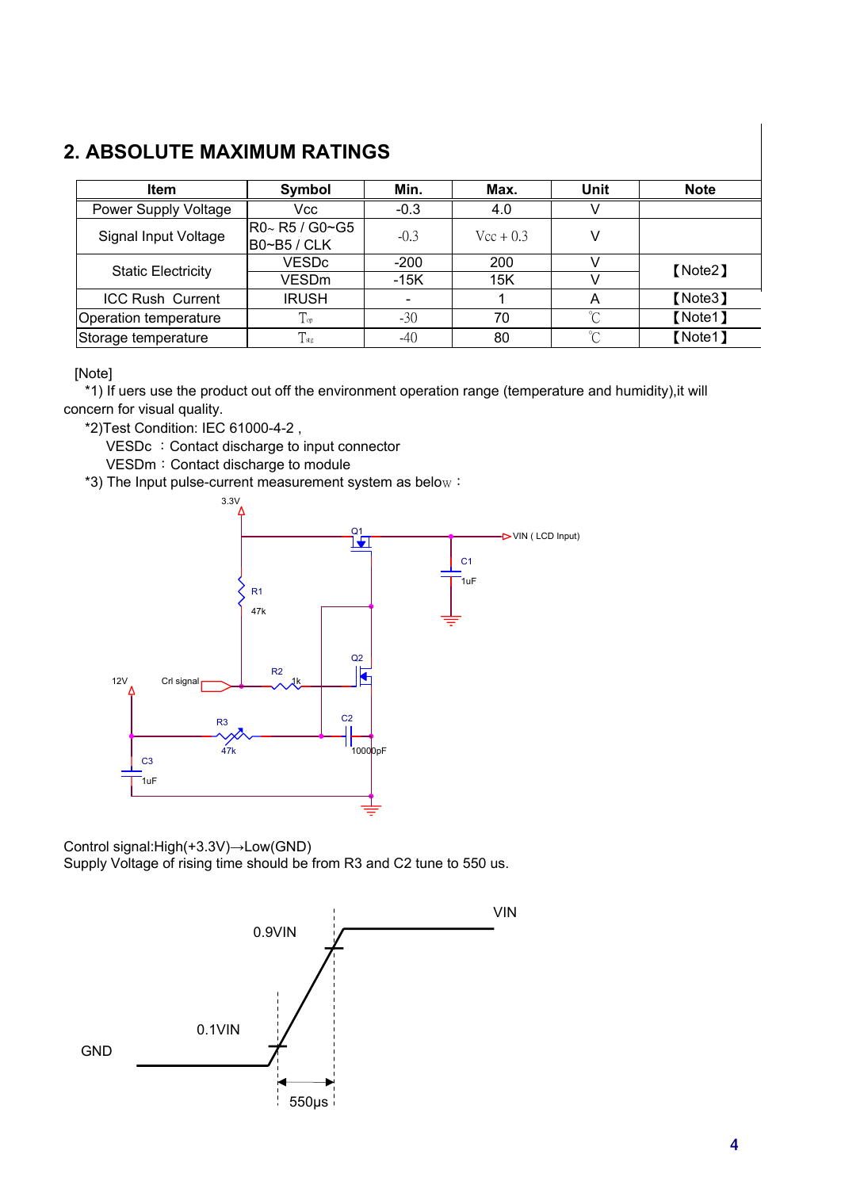## 2. ABSOLUTE MAXIMUM RATINGS

| Item | Symbol | Min. | Max. | Unit | Note |
|---|---|---|---|---|---|
| Power Supply Voltage | Vcc | -0.3 | 4.0 | V | |
| Signal Input Voltage | R0~ R5 / G0~G5 B0~B5 / CLK | -0.3 | Vcc + 0.3 | V | |
| Static Electricity | VESDc | -200 | 200 | V | 【Note2】 |
| | VESDm | -15K | 15K | V | |
| ICC Rush Current | IRUSH | - | 1 | A | 【Note3】 |
| Operation temperature | $T_{op}$ | -30 | 70 | ℃ | 【Note1】 |
| Storage temperature | $T_{stg}$ | -40 | 80 | ℃ | 【Note1】 |

[Note]

*1) If uers use the product out off the environment operation range (temperature and humidity),it will concern for visual quality.

*2)Test Condition: IEC 61000-4-2 ,

VESDc ：Contact discharge to input connector

VESDm：Contact discharge to module

*3) The Input pulse-current measurement system as below：

Control signal:High(+3.3V)→Low(GND)

Supply Voltage of rising time should be from R3 and C2 tune to 550 us.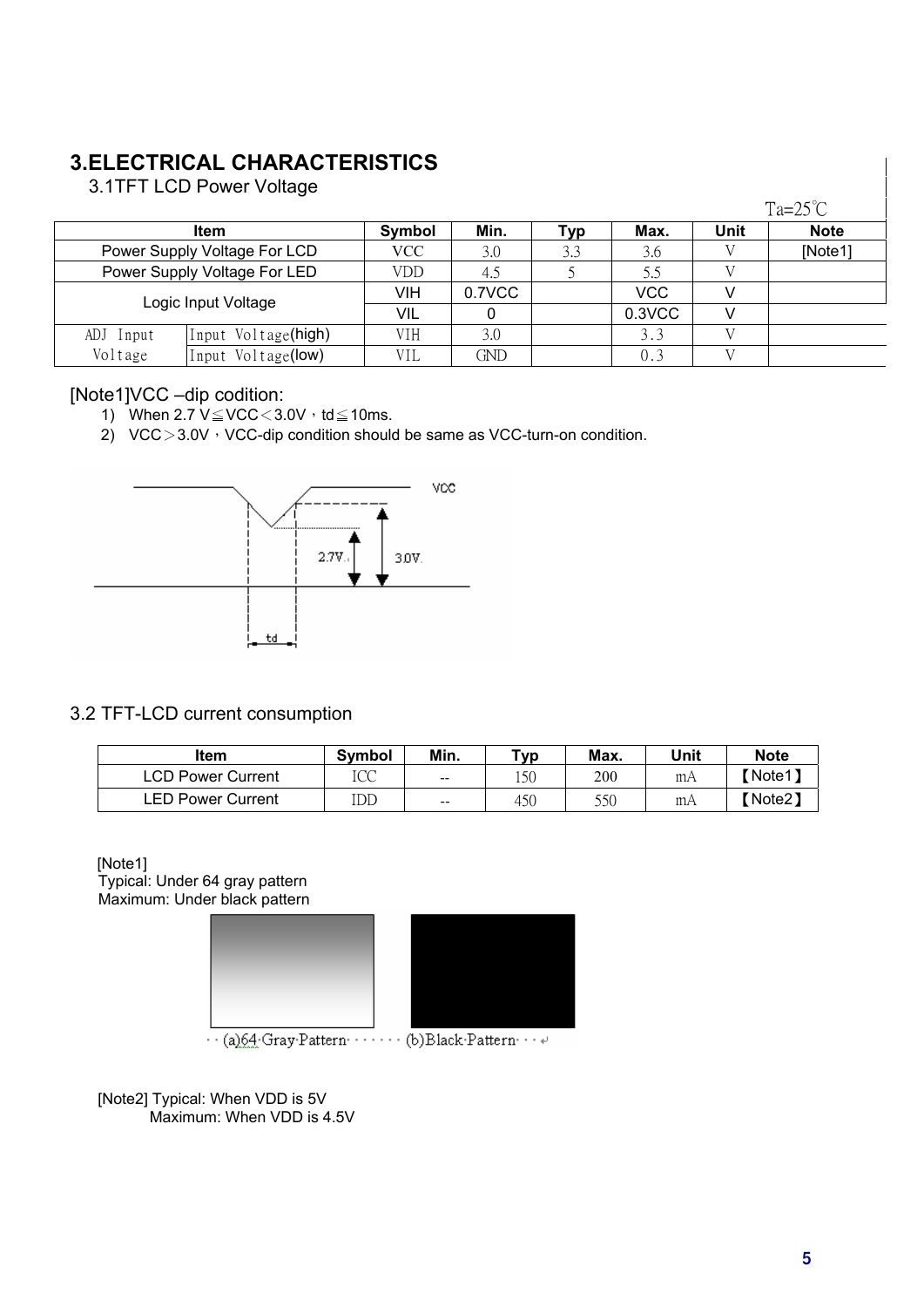# 3.ELECTRICAL CHARACTERISTICS

## 3.1TFT LCD Power Voltage

Ta=25℃

| Item | | Symbol | Min. | Typ | Max. | Unit | Note |
|---|---|---|---|---|---|---|---|
| Power Supply Voltage For LCD | | VCC | 3.0 | 3.3 | 3.6 | V | [Note1] |
| Power Supply Voltage For LED | | VDD | 4.5 | 5 | 5.5 | V | |
| Logic Input Voltage | | VIH | 0.7VCC | | VCC | V | |
| | | VIL | 0 | | 0.3VCC | V | |
| ADJ Input Voltage | Input Voltage(high) | VIH | 3.0 | | 3.3 | V | |
| | Input Voltage(low) | VIL | GND | | 0.3 | V | |

[Note1]VCC –dip codition:

1) When 2.7 V≦VCC＜3.0V，td≦10ms.
2) VCC＞3.0V，VCC-dip condition should be same as VCC-turn-on condition.

VCC

2.7V

3.0V

td

## 3.2 TFT-LCD current consumption

| Item | Symbol | Min. | Typ | Max. | Unit | Note |
|---|---|---|---|---|---|---|
| LCD Power Current | ICC | -- | 150 | 200 | mA | 【Note1】 |
| LED Power Current | IDD | -- | 450 | 550 | mA | 【Note2】 |

[Note1]
Typical: Under 64 gray pattern
Maximum: Under black pattern

(a)64 Gray Pattern (b)Black Pattern

[Note2] Typical: When VDD is 5V
Maximum: When VDD is 4.5V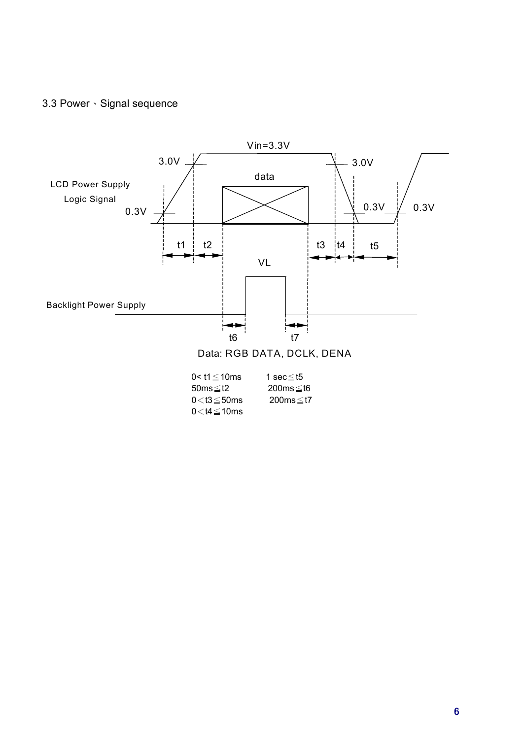### 3.3 Power、Signal sequence

LCD Power Supply

Logic Signal

Vin=3.3V

3.0V

0.3V

data

t1 t2 t3 t4 t5

VL

Backlight Power Supply

t6 t7

Data: RGB DATA, DCLK, DENA

$0 < t1 \leqq 10ms$

$50ms \leqq t2$

$0 < t3 \leqq 50ms$

$0 < t4 \leqq 10ms$

$1 sec \leqq t5$

$200ms \leqq t6$

$200ms \leqq t7$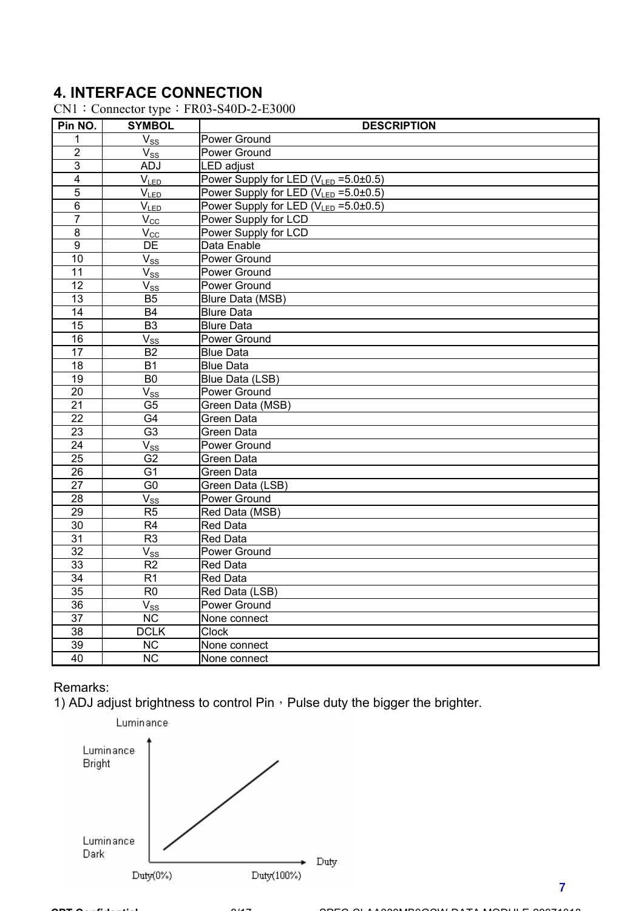## 4. INTERFACE CONNECTION

CN1：Connector type：FR03-S40D-2-E3000

| Pin NO. | SYMBOL | DESCRIPTION |
|---|---|---|
| 1 | $V_{SS}$ | Power Ground |
| 2 | $V_{SS}$ | Power Ground |
| 3 | ADJ | LED adjust |
| 4 | $V_{LED}$ | Power Supply for LED ($V_{LED}$ =5.0±0.5) |
| 5 | $V_{LED}$ | Power Supply for LED ($V_{LED}$ =5.0±0.5) |
| 6 | $V_{LED}$ | Power Supply for LED ($V_{LED}$ =5.0±0.5) |
| 7 | $V_{CC}$ | Power Supply for LCD |
| 8 | $V_{CC}$ | Power Supply for LCD |
| 9 | DE | Data Enable |
| 10 | $V_{SS}$ | Power Ground |
| 11 | $V_{SS}$ | Power Ground |
| 12 | $V_{SS}$ | Power Ground |
| 13 | B5 | Blure Data (MSB) |
| 14 | B4 | Blure Data |
| 15 | B3 | Blure Data |
| 16 | $V_{SS}$ | Power Ground |
| 17 | B2 | Blue Data |
| 18 | B1 | Blue Data |
| 19 | B0 | Blue Data (LSB) |
| 20 | $V_{SS}$ | Power Ground |
| 21 | G5 | Green Data (MSB) |
| 22 | G4 | Green Data |
| 23 | G3 | Green Data |
| 24 | $V_{SS}$ | Power Ground |
| 25 | G2 | Green Data |
| 26 | G1 | Green Data |
| 27 | G0 | Green Data (LSB) |
| 28 | $V_{SS}$ | Power Ground |
| 29 | R5 | Red Data (MSB) |
| 30 | R4 | Red Data |
| 31 | R3 | Red Data |
| 32 | $V_{SS}$ | Power Ground |
| 33 | R2 | Red Data |
| 34 | R1 | Red Data |
| 35 | R0 | Red Data (LSB) |
| 36 | $V_{SS}$ | Power Ground |
| 37 | NC | None connect |
| 38 | DCLK | Clock |
| 39 | NC | None connect |
| 40 | NC | None connect |

Remarks:

1) ADJ adjust brightness to control Pin，Pulse duty the bigger the brighter.

Luminance

Luminance Bright

Luminance Dark

Duty

Duty(0%) Duty(100%)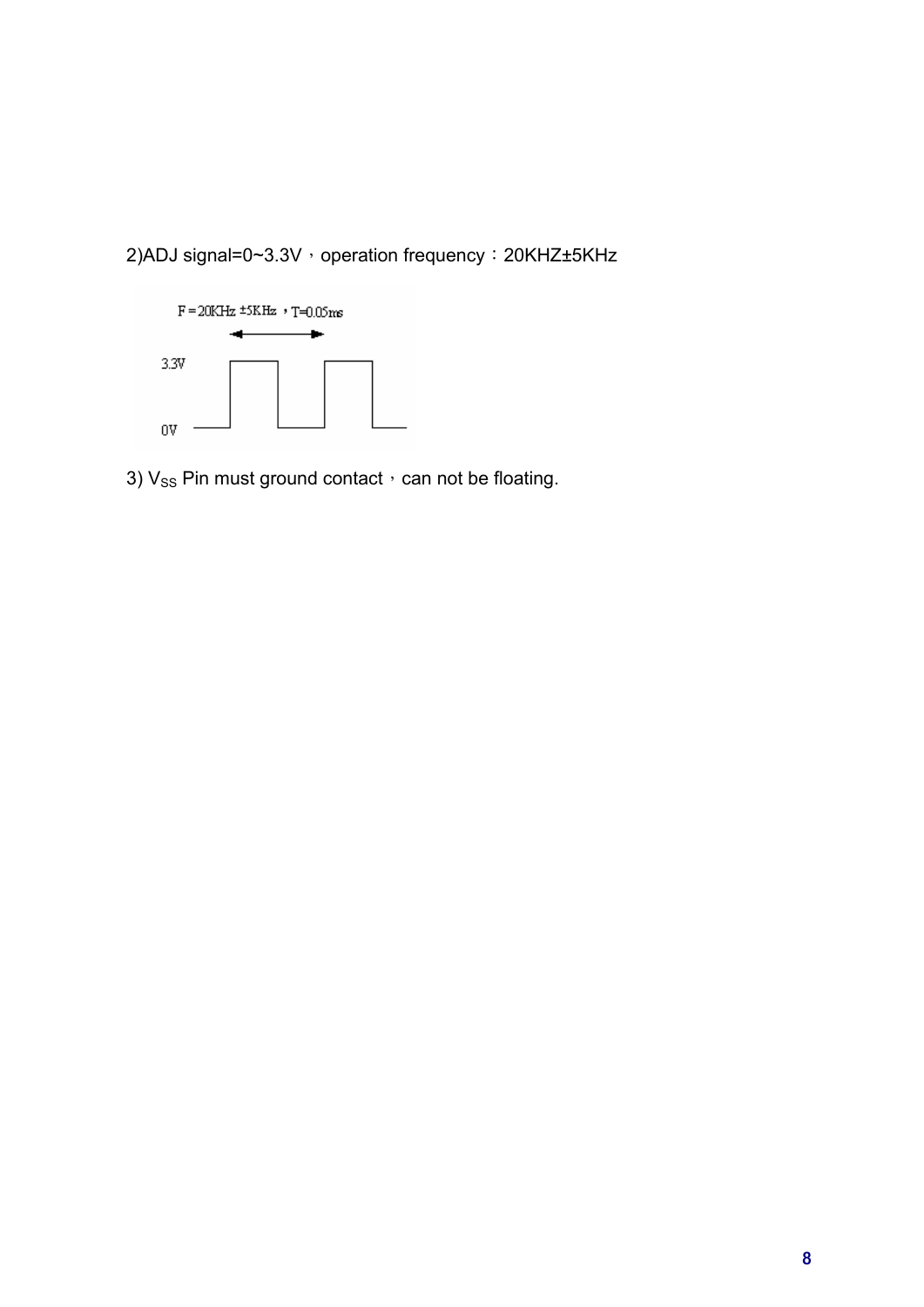2)ADJ signal=0~3.3V，operation frequency：20KHZ±5KHz

F = 20KHz ±5KHz ，T=0.05ms

3.3V

0V

3) $V_{SS}$ Pin must ground contact，can not be floating.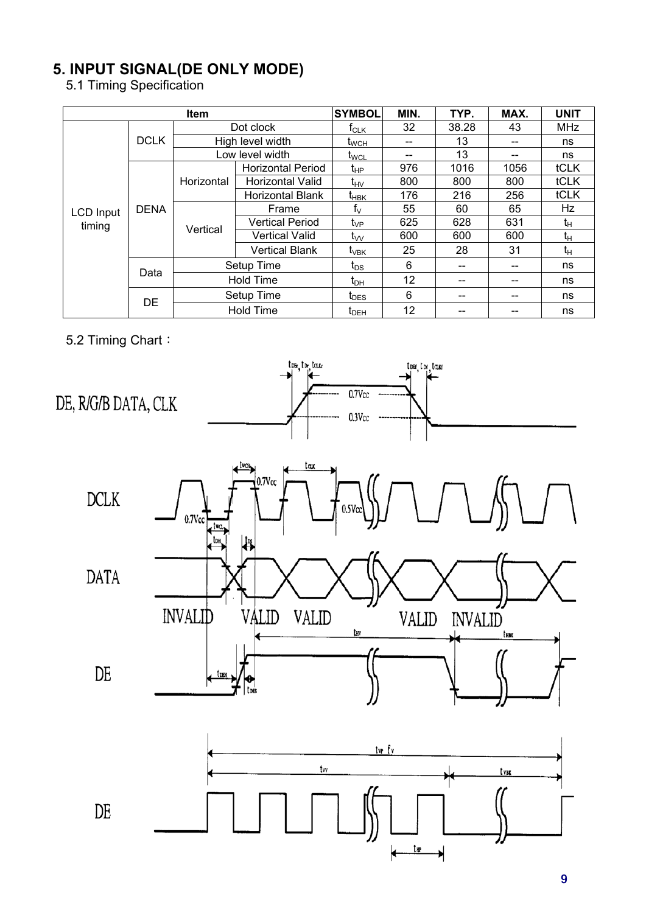# 5. INPUT SIGNAL(DE ONLY MODE)

## 5.1 Timing Specification

| Item | | | | SYMBOL | MIN. | TYP. | MAX. | UNIT |
|---|---|---|---|---|---|---|---|---|
| LCD Input timing | DCLK | Dot clock | | $f_{CLK}$ | 32 | 38.28 | 43 | MHz |
| | | High level width | | $t_{WCH}$ | -- | 13 | -- | ns |
| | | Low level width | | $t_{WCL}$ | -- | 13 | -- | ns |
| | DENA | Horizontal | Horizontal Period | $t_{HP}$ | 976 | 1016 | 1056 | tCLK |
| | | | Horizontal Valid | $t_{HV}$ | 800 | 800 | 800 | tCLK |
| | | | Horizontal Blank | $t_{HBK}$ | 176 | 216 | 256 | tCLK |
| | | Vertical | Frame | $f_V$ | 55 | 60 | 65 | Hz |
| | | | Vertical Period | $t_{VP}$ | 625 | 628 | 631 | $t_H$ |
| | | | Vertical Valid | $t_{VV}$ | 600 | 600 | 600 | $t_H$ |
| | | | Vertical Blank | $t_{VBK}$ | 25 | 28 | 31 | $t_H$ |
| | Data | Setup Time | | $t_{DS}$ | 6 | -- | -- | ns |
| | | Hold Time | | $t_{DH}$ | 12 | -- | -- | ns |
| | DE | Setup Time | | $t_{DES}$ | 6 | -- | -- | ns |
| | | Hold Time | | $t_{DEH}$ | 12 | -- | -- | ns |

## 5.2 Timing Chart：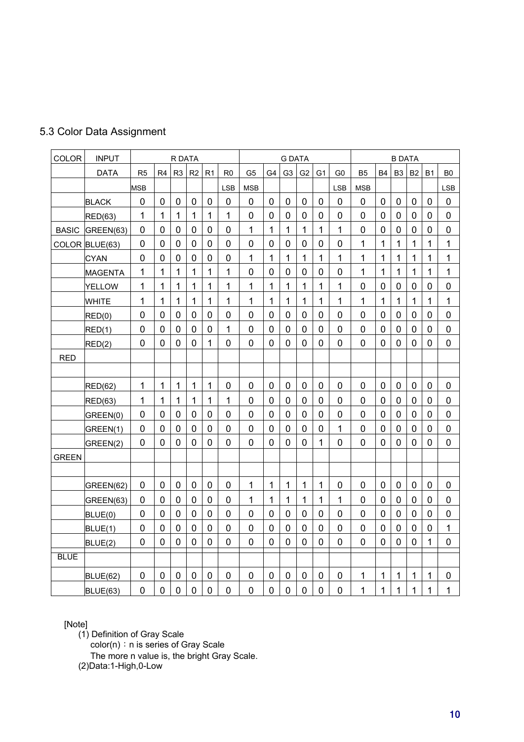## 5.3 Color Data Assignment

| COLOR | INPUT | R DATA | | | | | | G DATA | | | | | | B DATA | | | | | |
|---|---|---|---|---|---|---|---|---|---|---|---|---|---|---|---|---|---|---|---|
| | DATA | R5 | R4 | R3 | R2 | R1 | R0 | G5 | G4 | G3 | G2 | G1 | G0 | B5 | B4 | B3 | B2 | B1 | B0 |
| | | MSB | | | | | LSB | MSB | | | | | LSB | MSB | | | | | LSB |
| | BLACK | 0 | 0 | 0 | 0 | 0 | 0 | 0 | 0 | 0 | 0 | 0 | 0 | 0 | 0 | 0 | 0 | 0 | 0 |
| | RED(63) | 1 | 1 | 1 | 1 | 1 | 1 | 0 | 0 | 0 | 0 | 0 | 0 | 0 | 0 | 0 | 0 | 0 | 0 |
| BASIC | GREEN(63) | 0 | 0 | 0 | 0 | 0 | 0 | 1 | 1 | 1 | 1 | 1 | 1 | 0 | 0 | 0 | 0 | 0 | 0 |
| COLOR | BLUE(63) | 0 | 0 | 0 | 0 | 0 | 0 | 0 | 0 | 0 | 0 | 0 | 0 | 1 | 1 | 1 | 1 | 1 | 1 |
| | CYAN | 0 | 0 | 0 | 0 | 0 | 0 | 1 | 1 | 1 | 1 | 1 | 1 | 1 | 1 | 1 | 1 | 1 | 1 |
| | MAGENTA | 1 | 1 | 1 | 1 | 1 | 1 | 0 | 0 | 0 | 0 | 0 | 0 | 1 | 1 | 1 | 1 | 1 | 1 |
| | YELLOW | 1 | 1 | 1 | 1 | 1 | 1 | 1 | 1 | 1 | 1 | 1 | 1 | 0 | 0 | 0 | 0 | 0 | 0 |
| | WHITE | 1 | 1 | 1 | 1 | 1 | 1 | 1 | 1 | 1 | 1 | 1 | 1 | 1 | 1 | 1 | 1 | 1 | 1 |
| | RED(0) | 0 | 0 | 0 | 0 | 0 | 0 | 0 | 0 | 0 | 0 | 0 | 0 | 0 | 0 | 0 | 0 | 0 | 0 |
| | RED(1) | 0 | 0 | 0 | 0 | 0 | 1 | 0 | 0 | 0 | 0 | 0 | 0 | 0 | 0 | 0 | 0 | 0 | 0 |
| | RED(2) | 0 | 0 | 0 | 0 | 1 | 0 | 0 | 0 | 0 | 0 | 0 | 0 | 0 | 0 | 0 | 0 | 0 | 0 |
| RED | | | | | | | | | | | | | | | | | | | |
| | | | | | | | | | | | | | | | | | | | |
| | RED(62) | 1 | 1 | 1 | 1 | 1 | 0 | 0 | 0 | 0 | 0 | 0 | 0 | 0 | 0 | 0 | 0 | 0 | 0 |
| | RED(63) | 1 | 1 | 1 | 1 | 1 | 1 | 0 | 0 | 0 | 0 | 0 | 0 | 0 | 0 | 0 | 0 | 0 | 0 |
| | GREEN(0) | 0 | 0 | 0 | 0 | 0 | 0 | 0 | 0 | 0 | 0 | 0 | 0 | 0 | 0 | 0 | 0 | 0 | 0 |
| | GREEN(1) | 0 | 0 | 0 | 0 | 0 | 0 | 0 | 0 | 0 | 0 | 0 | 1 | 0 | 0 | 0 | 0 | 0 | 0 |
| | GREEN(2) | 0 | 0 | 0 | 0 | 0 | 0 | 0 | 0 | 0 | 0 | 1 | 0 | 0 | 0 | 0 | 0 | 0 | 0 |
| GREEN | | | | | | | | | | | | | | | | | | | |
| | | | | | | | | | | | | | | | | | | | |
| | GREEN(62) | 0 | 0 | 0 | 0 | 0 | 0 | 1 | 1 | 1 | 1 | 1 | 0 | 0 | 0 | 0 | 0 | 0 | 0 |
| | GREEN(63) | 0 | 0 | 0 | 0 | 0 | 0 | 1 | 1 | 1 | 1 | 1 | 1 | 0 | 0 | 0 | 0 | 0 | 0 |
| | BLUE(0) | 0 | 0 | 0 | 0 | 0 | 0 | 0 | 0 | 0 | 0 | 0 | 0 | 0 | 0 | 0 | 0 | 0 | 0 |
| | BLUE(1) | 0 | 0 | 0 | 0 | 0 | 0 | 0 | 0 | 0 | 0 | 0 | 0 | 0 | 0 | 0 | 0 | 0 | 1 |
| | BLUE(2) | 0 | 0 | 0 | 0 | 0 | 0 | 0 | 0 | 0 | 0 | 0 | 0 | 0 | 0 | 0 | 0 | 1 | 0 |
| BLUE | | | | | | | | | | | | | | | | | | | |
| | BLUE(62) | 0 | 0 | 0 | 0 | 0 | 0 | 0 | 0 | 0 | 0 | 0 | 0 | 1 | 1 | 1 | 1 | 1 | 0 |
| | BLUE(63) | 0 | 0 | 0 | 0 | 0 | 0 | 0 | 0 | 0 | 0 | 0 | 0 | 1 | 1 | 1 | 1 | 1 | 1 |

[Note]

(1) Definition of Gray Scale

color(n)：n is series of Gray Scale

The more n value is, the bright Gray Scale.

(2)Data:1-High,0-Low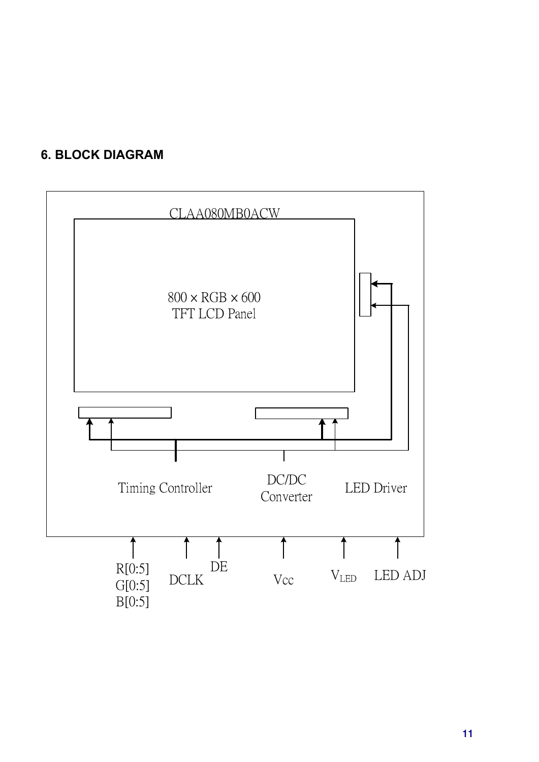## 6. BLOCK DIAGRAM

CLAA080MB0ACW

800 × RGB × 600
TFT LCD Panel

Timing Controller

DC/DC
Converter

LED Driver

R[0:5]
G[0:5]
B[0:5]

DCLK

DE

Vcc

$V_{LED}$

LED ADJ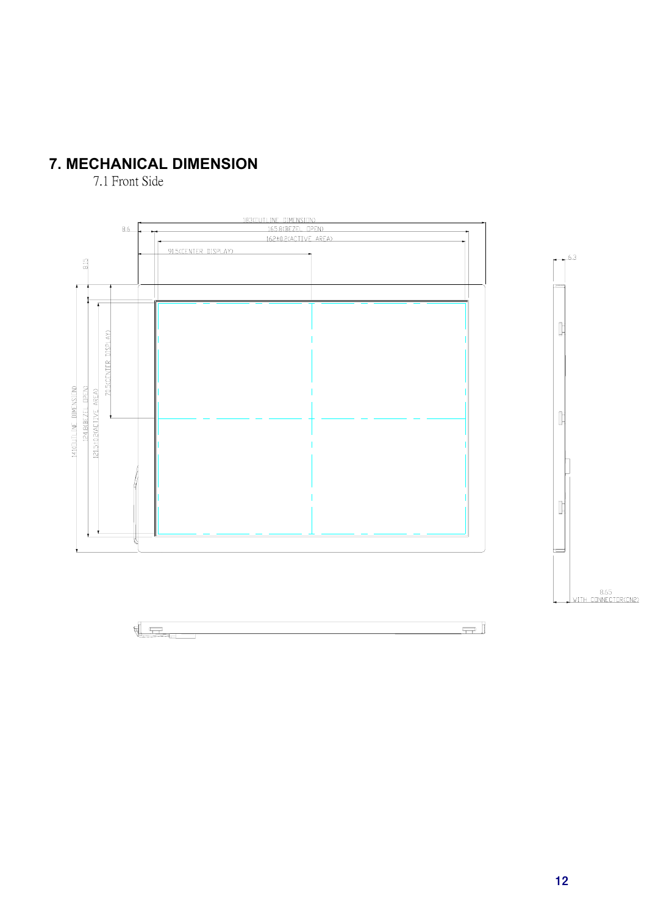# 7. MECHANICAL DIMENSION

7.1 Front Side

183(OUTLINE DIMENSION)

8.6

165.8(BEZEL OPEN)

162±0.2(ACTIVE AREA)

91.5(CENTER DISPLAY)

8.15

141(OUTLINE DIMENSION)

124.8(BEZEL OPEN)

121.5±0.2(ACTIVE AREA)

70.5(CENTER DISPLAY)

6.3

8.65
WITH CONNECTOR(CN2)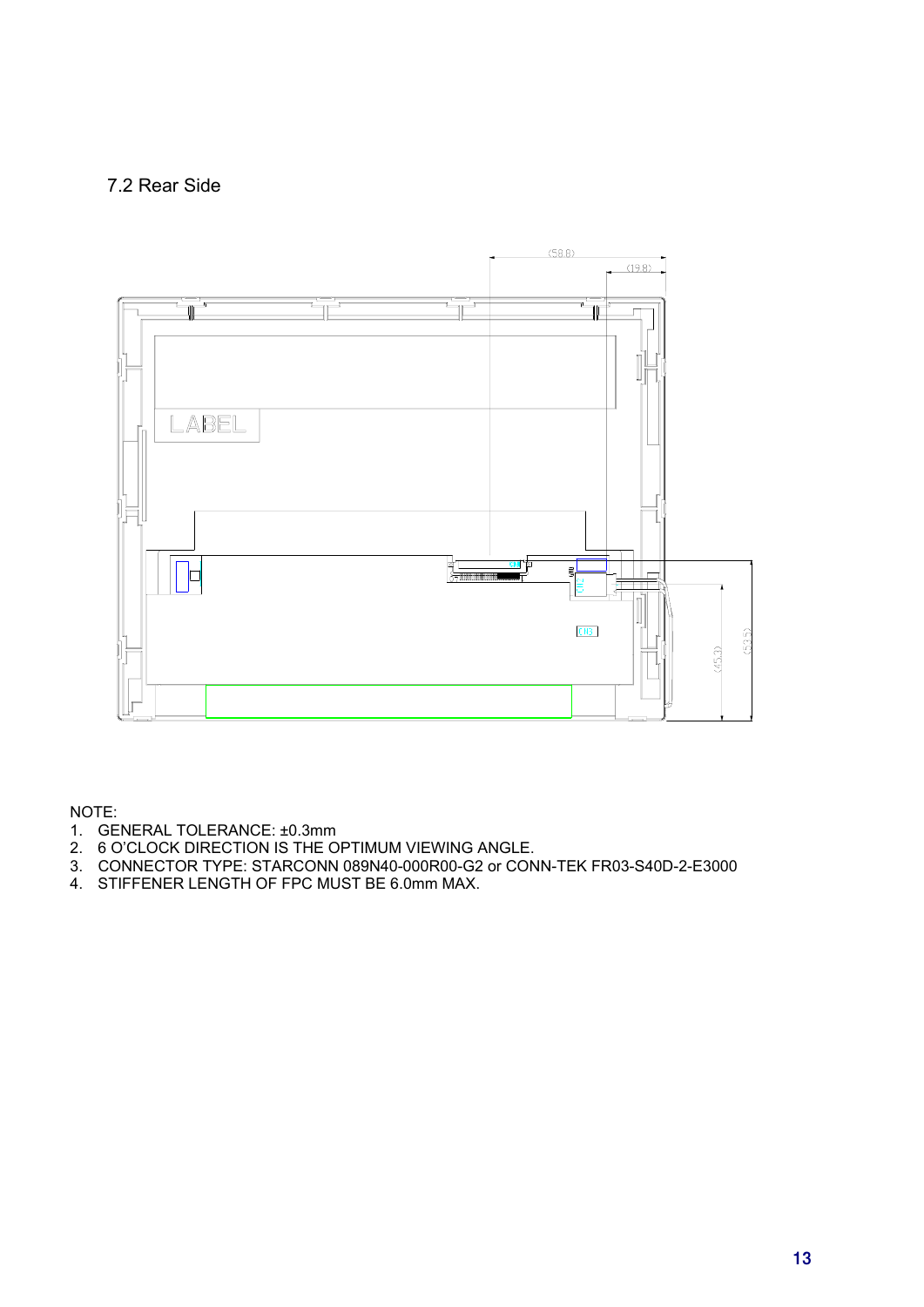## 7.2 Rear Side

NOTE:

1. GENERAL TOLERANCE: ±0.3mm
2. 6 O'CLOCK DIRECTION IS THE OPTIMUM VIEWING ANGLE.
3. CONNECTOR TYPE: STARCONN 089N40-000R00-G2 or CONN-TEK FR03-S40D-2-E3000
4. STIFFENER LENGTH OF FPC MUST BE 6.0mm MAX.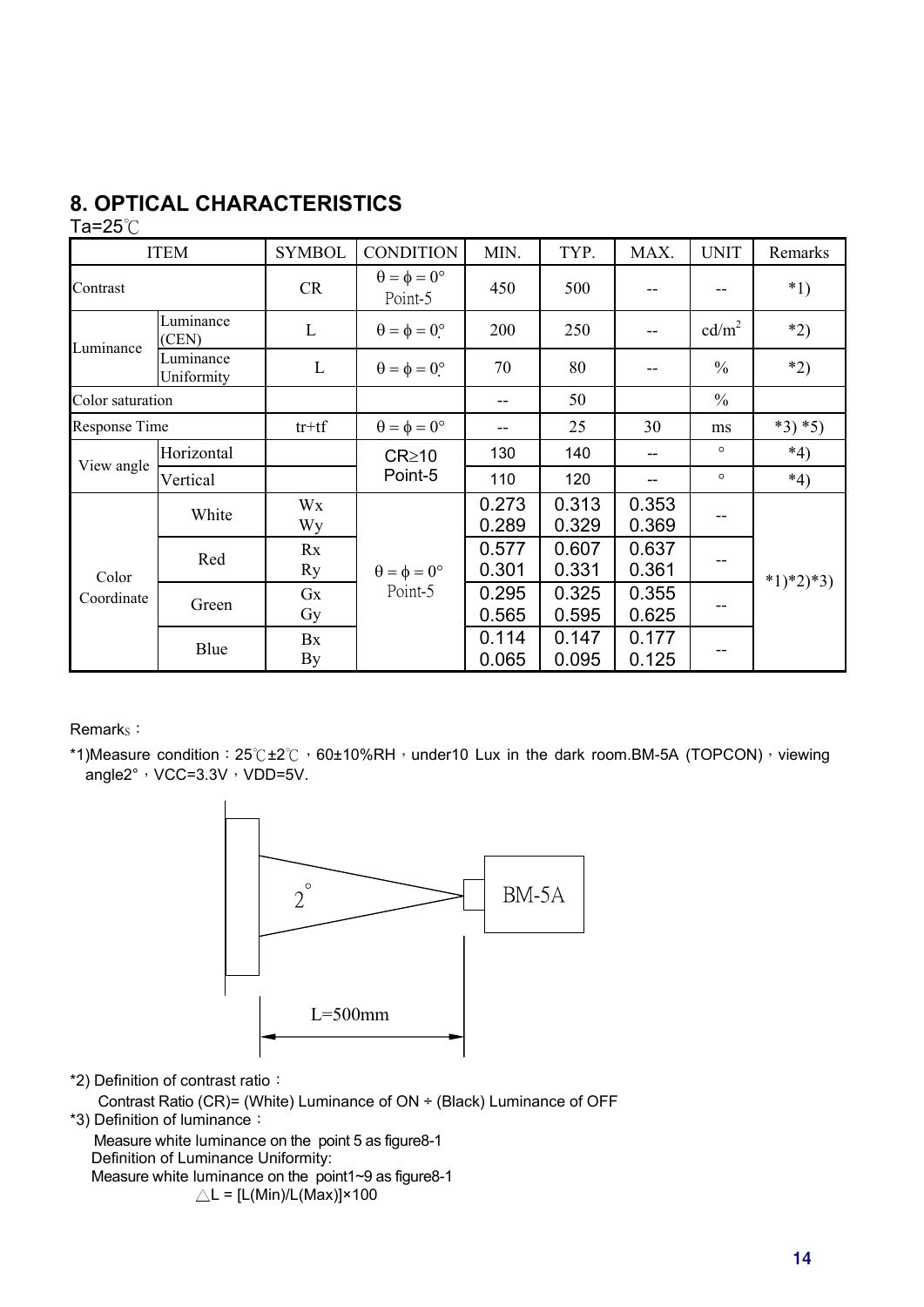## 8. OPTICAL CHARACTERISTICS

Ta=25℃

| ITEM | | SYMBOL | CONDITION | MIN. | TYP. | MAX. | UNIT | Remarks |
|---|---|---|---|---|---|---|---|---|
| Contrast | | CR | $\theta = \phi = 0°$ Point-5 | 450 | 500 | -- | -- | *1) |
| Luminance | Luminance (CEN) | L | $\theta = \phi = 0°$ | 200 | 250 | -- | cd/m² | *2) |
| | Luminance Uniformity | L | $\theta = \phi = 0°$ | 70 | 80 | -- | % | *2) |
| Color saturation | | | | -- | 50 | | % | |
| Response Time | | tr+tf | $\theta = \phi = 0°$ | -- | 25 | 30 | ms | *3) *5) |
| View angle | Horizontal | | CR≥10 Point-5 | 130 | 140 | -- | ° | *4) |
| | Vertical | | | 110 | 120 | -- | ° | *4) |
| Color Coordinate | White | Wx<br>Wy | $\theta = \phi = 0°$ Point-5 | 0.273<br>0.289 | 0.313<br>0.329 | 0.353<br>0.369 | -- | *1)*2)*3) |
| | Red | Rx<br>Ry | | 0.577<br>0.301 | 0.607<br>0.331 | 0.637<br>0.361 | -- | |
| | Green | Gx<br>Gy | | 0.295<br>0.565 | 0.325<br>0.595 | 0.355<br>0.625 | -- | |
| | Blue | Bx<br>By | | 0.114<br>0.065 | 0.147<br>0.095 | 0.177<br>0.125 | -- | |

Remarks：

*1)Measure condition：25℃±2℃，60±10%RH，under10 Lux in the dark room.BM-5A (TOPCON)，viewing angle2°，VCC=3.3V，VDD=5V.

2°

BM-5A

L=500mm

*2) Definition of contrast ratio：

Contrast Ratio (CR)= (White) Luminance of ON ÷ (Black) Luminance of OFF

*3) Definition of luminance：

Measure white luminance on the point 5 as figure8-1

Definition of Luminance Uniformity:

Measure white luminance on the point1~9 as figure8-1

$\triangle L = [L(Min)/L(Max)] \times 100$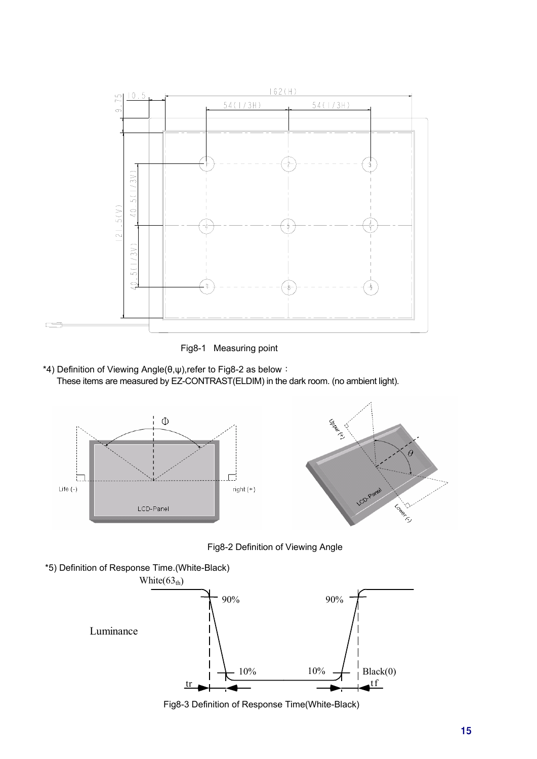Fig8-1 Measuring point

*4) Definition of Viewing Angle(θ,ψ),refer to Fig8-2 as below：

These items are measured by EZ-CONTRAST(ELDIM) in the dark room. (no ambient light).

Fig8-2 Definition of Viewing Angle

*5) Definition of Response Time.(White-Black)

Fig8-3 Definition of Response Time(White-Black)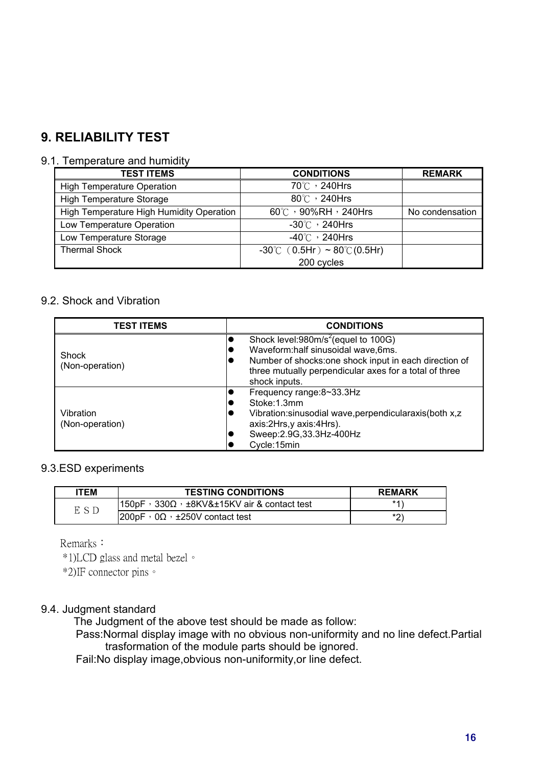# 9. RELIABILITY TEST

## 9.1. Temperature and humidity

| TEST ITEMS | CONDITIONS | REMARK |
|---|---|---|
| High Temperature Operation | 70℃，240Hrs | |
| High Temperature Storage | 80℃，240Hrs | |
| High Temperature High Humidity Operation | 60℃，90%RH，240Hrs | No condensation |
| Low Temperature Operation | -30℃，240Hrs | |
| Low Temperature Storage | -40℃，240Hrs | |
| Thermal Shock | -30℃（0.5Hr）~ 80℃(0.5Hr) 200 cycles | |

## 9.2. Shock and Vibration

| TEST ITEMS | CONDITIONS |
|---|---|
| Shock (Non-operation) | • Shock level:980m/$s^2$(equel to 100G) • Waveform:half sinusoidal wave,6ms. • Number of shocks:one shock input in each direction of three mutually perpendicular axes for a total of three shock inputs. |
| Vibration (Non-operation) | • Frequency range:8~33.3Hz • Stoke:1.3mm • Vibration:sinusodial wave,perpendicularaxis(both x,z axis:2Hrs,y axis:4Hrs). • Sweep:2.9G,33.3Hz-400Hz • Cycle:15min |

## 9.3.ESD experiments

| ITEM | TESTING CONDITIONS | REMARK |
|---|---|---|
| ESD | 150pF，330Ω，±8KV&±15KV air & contact test | *1) |
| | 200pF，0Ω，±250V contact test | *2) |

Remarks：

*1)LCD glass and metal bezel。

*2)IF connector pins。

## 9.4. Judgment standard

The Judgment of the above test should be made as follow:

Pass:Normal display image with no obvious non-uniformity and no line defect.Partial trasformation of the module parts should be ignored.

Fail:No display image,obvious non-uniformity,or line defect.